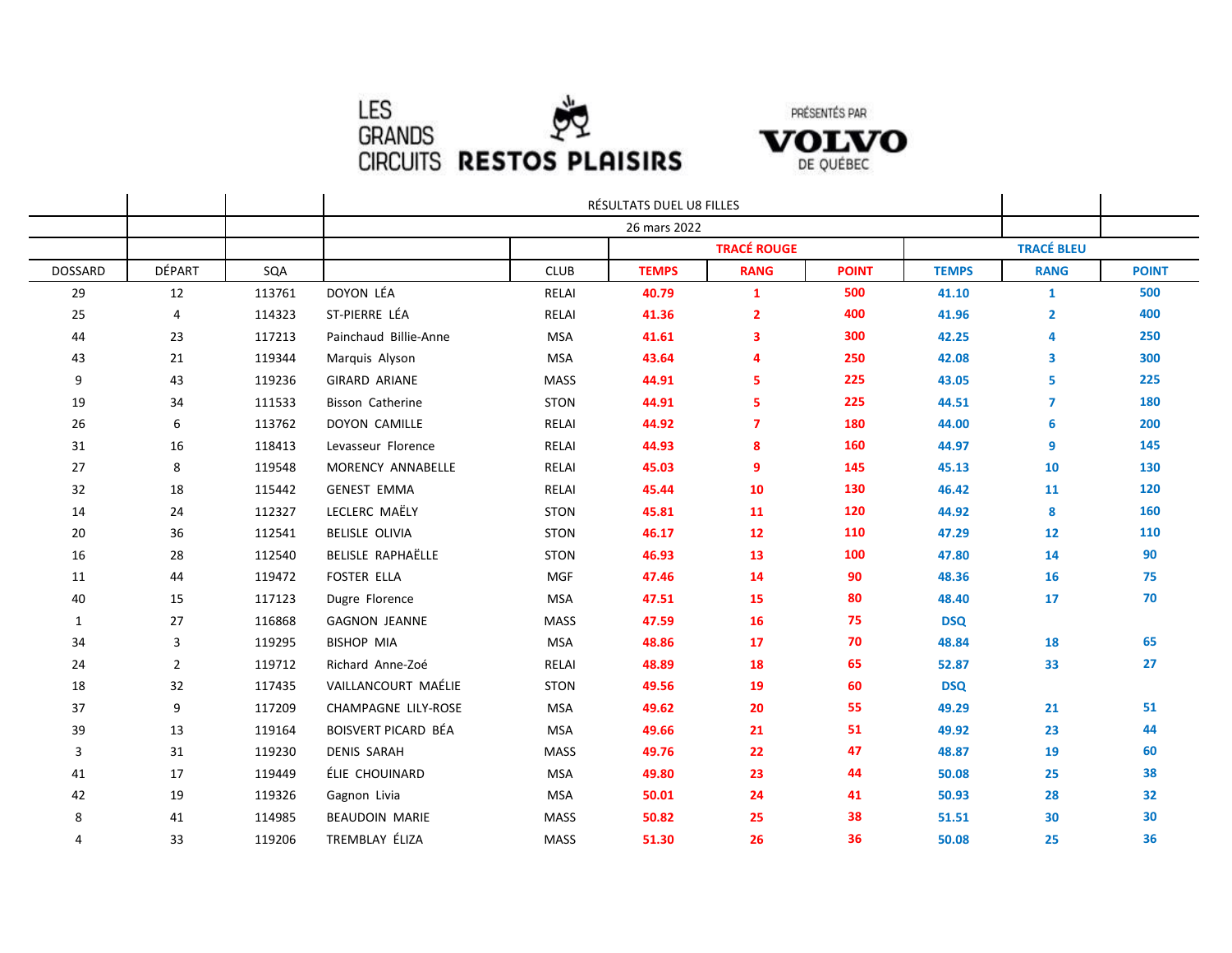LES GRANDS CIRCUITS **RESTOS PLAISIRS**

PRÉSENTÉS PAR **VOLVO** DE QUÉBEC

| | | | RÉSULTATS DUEL U8 FILLES | | | | | | | |
|---|---|---|---|---|---|---|---|---|---|---|
| | | | 26 mars 2022 | | | | | | | |
| | | | | | TRACÉ ROUGE | | | TRACÉ BLEU | | |
| DOSSARD | DÉPART | SQA | | CLUB | TEMPS | RANG | POINT | TEMPS | RANG | POINT |
| 29 | 12 | 113761 | DOYON LÉA | RELAI | 40.79 | 1 | 500 | 41.10 | 1 | 500 |
| 25 | 4 | 114323 | ST-PIERRE LÉA | RELAI | 41.36 | 2 | 400 | 41.96 | 2 | 400 |
| 44 | 23 | 117213 | Painchaud Billie-Anne | MSA | 41.61 | 3 | 300 | 42.25 | 4 | 250 |
| 43 | 21 | 119344 | Marquis Alyson | MSA | 43.64 | 4 | 250 | 42.08 | 3 | 300 |
| 9 | 43 | 119236 | GIRARD ARIANE | MASS | 44.91 | 5 | 225 | 43.05 | 5 | 225 |
| 19 | 34 | 111533 | Bisson Catherine | STON | 44.91 | 5 | 225 | 44.51 | 7 | 180 |
| 26 | 6 | 113762 | DOYON CAMILLE | RELAI | 44.92 | 7 | 180 | 44.00 | 6 | 200 |
| 31 | 16 | 118413 | Levasseur Florence | RELAI | 44.93 | 8 | 160 | 44.97 | 9 | 145 |
| 27 | 8 | 119548 | MORENCY ANNABELLE | RELAI | 45.03 | 9 | 145 | 45.13 | 10 | 130 |
| 32 | 18 | 115442 | GENEST EMMA | RELAI | 45.44 | 10 | 130 | 46.42 | 11 | 120 |
| 14 | 24 | 112327 | LECLERC MAËLY | STON | 45.81 | 11 | 120 | 44.92 | 8 | 160 |
| 20 | 36 | 112541 | BELISLE OLIVIA | STON | 46.17 | 12 | 110 | 47.29 | 12 | 110 |
| 16 | 28 | 112540 | BELISLE RAPHAËLLE | STON | 46.93 | 13 | 100 | 47.80 | 14 | 90 |
| 11 | 44 | 119472 | FOSTER ELLA | MGF | 47.46 | 14 | 90 | 48.36 | 16 | 75 |
| 40 | 15 | 117123 | Dugre Florence | MSA | 47.51 | 15 | 80 | 48.40 | 17 | 70 |
| 1 | 27 | 116868 | GAGNON JEANNE | MASS | 47.59 | 16 | 75 | DSQ | | |
| 34 | 3 | 119295 | BISHOP MIA | MSA | 48.86 | 17 | 70 | 48.84 | 18 | 65 |
| 24 | 2 | 119712 | Richard Anne-Zoé | RELAI | 48.89 | 18 | 65 | 52.87 | 33 | 27 |
| 18 | 32 | 117435 | VAILLANCOURT MAÉLIE | STON | 49.56 | 19 | 60 | DSQ | | |
| 37 | 9 | 117209 | CHAMPAGNE LILY-ROSE | MSA | 49.62 | 20 | 55 | 49.29 | 21 | 51 |
| 39 | 13 | 119164 | BOISVERT PICARD BÉA | MSA | 49.66 | 21 | 51 | 49.92 | 23 | 44 |
| 3 | 31 | 119230 | DENIS SARAH | MASS | 49.76 | 22 | 47 | 48.87 | 19 | 60 |
| 41 | 17 | 119449 | ÉLIE CHOUINARD | MSA | 49.80 | 23 | 44 | 50.08 | 25 | 38 |
| 42 | 19 | 119326 | Gagnon Livia | MSA | 50.01 | 24 | 41 | 50.93 | 28 | 32 |
| 8 | 41 | 114985 | BEAUDOIN MARIE | MASS | 50.82 | 25 | 38 | 51.51 | 30 | 30 |
| 4 | 33 | 119206 | TREMBLAY ÉLIZA | MASS | 51.30 | 26 | 36 | 50.08 | 25 | 36 |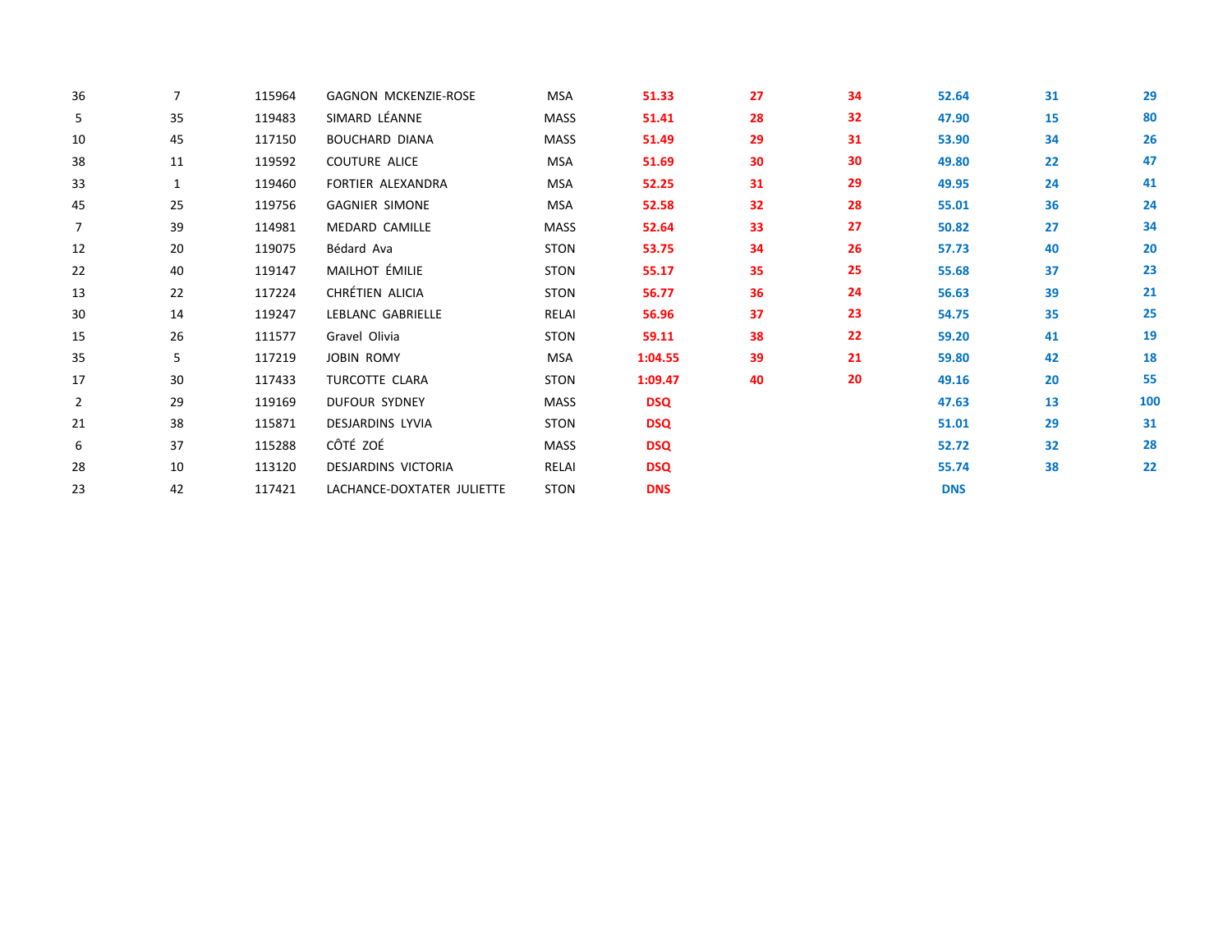| | | | | | | | | | | |
|---|---|---|---|---|---|---|---|---|---|---|
| 36 | 7 | 115964 | GAGNON MCKENZIE-ROSE | MSA | 51.33 | 27 | 34 | 52.64 | 31 | 29 |
| 5 | 35 | 119483 | SIMARD LÉANNE | MASS | 51.41 | 28 | 32 | 47.90 | 15 | 80 |
| 10 | 45 | 117150 | BOUCHARD DIANA | MASS | 51.49 | 29 | 31 | 53.90 | 34 | 26 |
| 38 | 11 | 119592 | COUTURE ALICE | MSA | 51.69 | 30 | 30 | 49.80 | 22 | 47 |
| 33 | 1 | 119460 | FORTIER ALEXANDRA | MSA | 52.25 | 31 | 29 | 49.95 | 24 | 41 |
| 45 | 25 | 119756 | GAGNIER SIMONE | MSA | 52.58 | 32 | 28 | 55.01 | 36 | 24 |
| 7 | 39 | 114981 | MEDARD CAMILLE | MASS | 52.64 | 33 | 27 | 50.82 | 27 | 34 |
| 12 | 20 | 119075 | Bédard Ava | STON | 53.75 | 34 | 26 | 57.73 | 40 | 20 |
| 22 | 40 | 119147 | MAILHOT ÉMILIE | STON | 55.17 | 35 | 25 | 55.68 | 37 | 23 |
| 13 | 22 | 117224 | CHRÉTIEN ALICIA | STON | 56.77 | 36 | 24 | 56.63 | 39 | 21 |
| 30 | 14 | 119247 | LEBLANC GABRIELLE | RELAI | 56.96 | 37 | 23 | 54.75 | 35 | 25 |
| 15 | 26 | 111577 | Gravel Olivia | STON | 59.11 | 38 | 22 | 59.20 | 41 | 19 |
| 35 | 5 | 117219 | JOBIN ROMY | MSA | 1:04.55 | 39 | 21 | 59.80 | 42 | 18 |
| 17 | 30 | 117433 | TURCOTTE CLARA | STON | 1:09.47 | 40 | 20 | 49.16 | 20 | 55 |
| 2 | 29 | 119169 | DUFOUR SYDNEY | MASS | DSQ | | | 47.63 | 13 | 100 |
| 21 | 38 | 115871 | DESJARDINS LYVIA | STON | DSQ | | | 51.01 | 29 | 31 |
| 6 | 37 | 115288 | CÔTÉ ZOÉ | MASS | DSQ | | | 52.72 | 32 | 28 |
| 28 | 10 | 113120 | DESJARDINS VICTORIA | RELAI | DSQ | | | 55.74 | 38 | 22 |
| 23 | 42 | 117421 | LACHANCE-DOXTATER JULIETTE | STON | DNS | | | DNS | | |